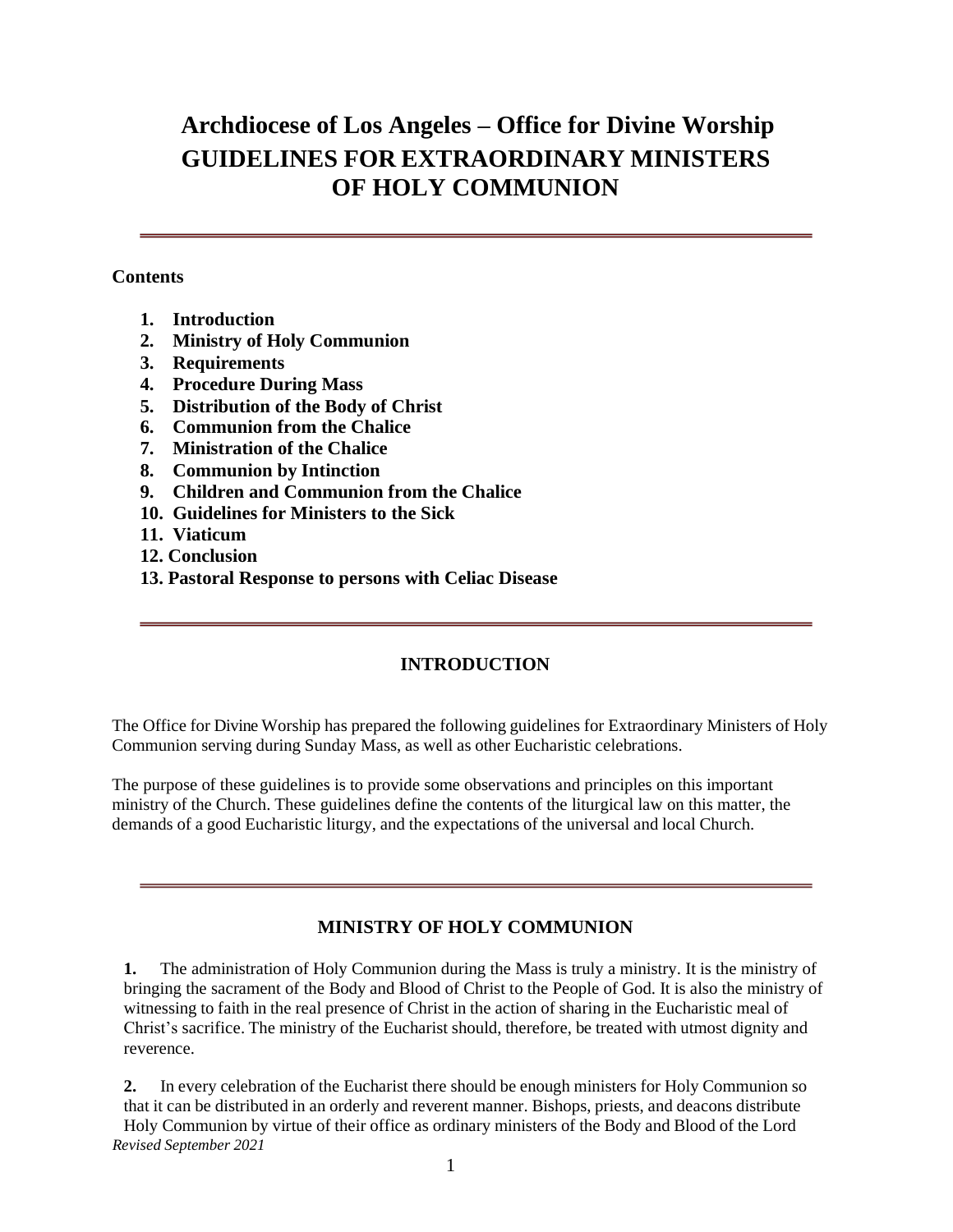# Archdiocese of Los Angeles – Office for Divine Worship
# GUIDELINES FOR EXTRAORDINARY MINISTERS OF HOLY COMMUNION

**Contents**

1. **Introduction**
2. **Ministry of Holy Communion**
3. **Requirements**
4. **Procedure During Mass**
5. **Distribution of the Body of Christ**
6. **Communion from the Chalice**
7. **Ministration of the Chalice**
8. **Communion by Intinction**
9. **Children and Communion from the Chalice**
10. **Guidelines for Ministers to the Sick**
11. **Viaticum**
12. **Conclusion**
13. **Pastoral Response to persons with Celiac Disease**

## INTRODUCTION

The Office for Divine Worship has prepared the following guidelines for Extraordinary Ministers of Holy Communion serving during Sunday Mass, as well as other Eucharistic celebrations.

The purpose of these guidelines is to provide some observations and principles on this important ministry of the Church. These guidelines define the contents of the liturgical law on this matter, the demands of a good Eucharistic liturgy, and the expectations of the universal and local Church.

## MINISTRY OF HOLY COMMUNION

**1.** The administration of Holy Communion during the Mass is truly a ministry. It is the ministry of bringing the sacrament of the Body and Blood of Christ to the People of God. It is also the ministry of witnessing to faith in the real presence of Christ in the action of sharing in the Eucharistic meal of Christ's sacrifice. The ministry of the Eucharist should, therefore, be treated with utmost dignity and reverence.

**2.** In every celebration of the Eucharist there should be enough ministers for Holy Communion so that it can be distributed in an orderly and reverent manner. Bishops, priests, and deacons distribute Holy Communion by virtue of their office as ordinary ministers of the Body and Blood of the Lord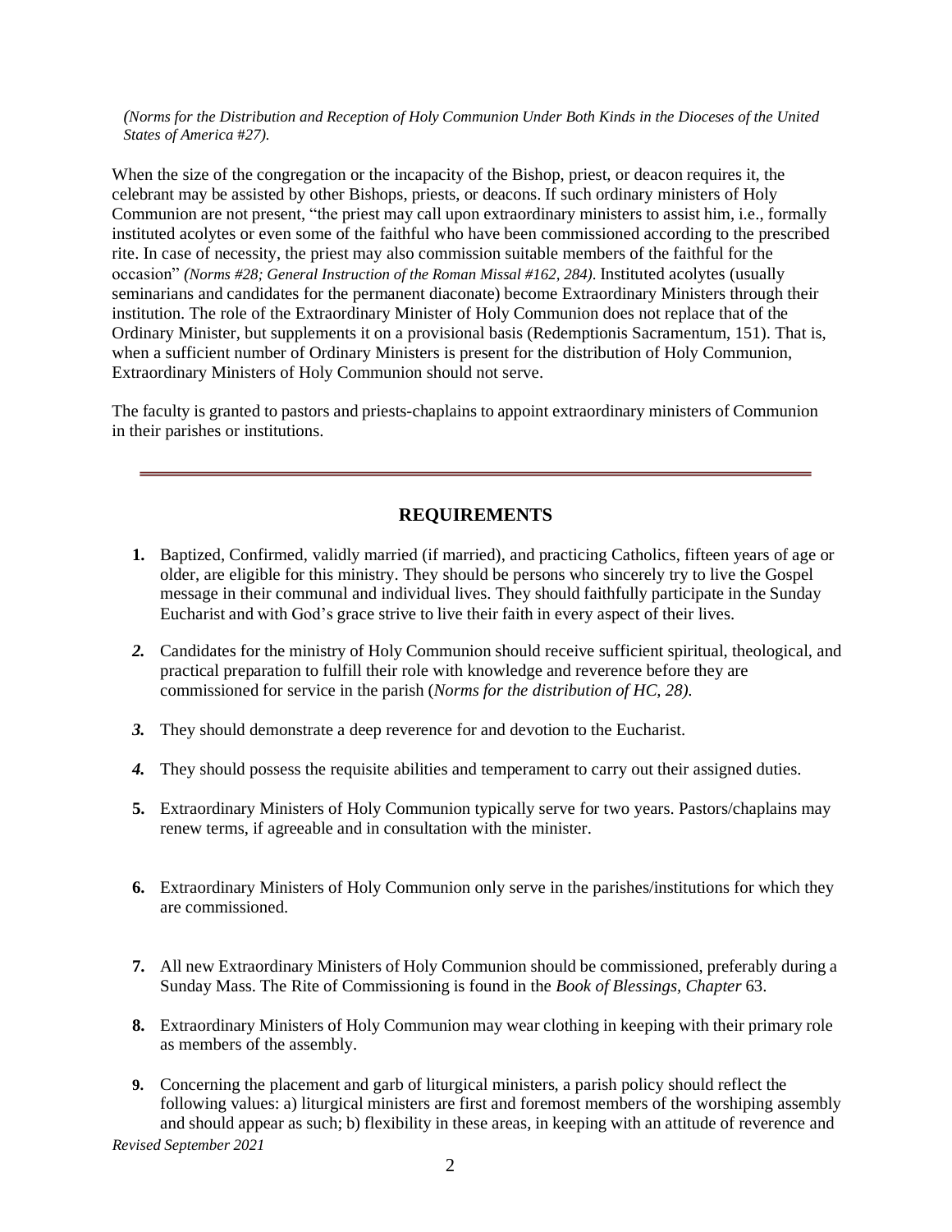*(Norms for the Distribution and Reception of Holy Communion Under Both Kinds in the Dioceses of the United States of America #27).*

When the size of the congregation or the incapacity of the Bishop, priest, or deacon requires it, the celebrant may be assisted by other Bishops, priests, or deacons. If such ordinary ministers of Holy Communion are not present, "the priest may call upon extraordinary ministers to assist him, i.e., formally instituted acolytes or even some of the faithful who have been commissioned according to the prescribed rite. In case of necessity, the priest may also commission suitable members of the faithful for the occasion" *(Norms #28; General Instruction of the Roman Missal #162, 284).* Instituted acolytes (usually seminarians and candidates for the permanent diaconate) become Extraordinary Ministers through their institution. The role of the Extraordinary Minister of Holy Communion does not replace that of the Ordinary Minister, but supplements it on a provisional basis (Redemptionis Sacramentum, 151). That is, when a sufficient number of Ordinary Ministers is present for the distribution of Holy Communion, Extraordinary Ministers of Holy Communion should not serve.

The faculty is granted to pastors and priests-chaplains to appoint extraordinary ministers of Communion in their parishes or institutions.

---

## REQUIREMENTS

1. Baptized, Confirmed, validly married (if married), and practicing Catholics, fifteen years of age or older, are eligible for this ministry. They should be persons who sincerely try to live the Gospel message in their communal and individual lives. They should faithfully participate in the Sunday Eucharist and with God's grace strive to live their faith in every aspect of their lives.

2. Candidates for the ministry of Holy Communion should receive sufficient spiritual, theological, and practical preparation to fulfill their role with knowledge and reverence before they are commissioned for service in the parish (*Norms for the distribution of HC, 28).*

3. They should demonstrate a deep reverence for and devotion to the Eucharist.

4. They should possess the requisite abilities and temperament to carry out their assigned duties.

5. Extraordinary Ministers of Holy Communion typically serve for two years. Pastors/chaplains may renew terms, if agreeable and in consultation with the minister.

6. Extraordinary Ministers of Holy Communion only serve in the parishes/institutions for which they are commissioned.

7. All new Extraordinary Ministers of Holy Communion should be commissioned, preferably during a Sunday Mass. The Rite of Commissioning is found in the *Book of Blessings, Chapter* 63.

8. Extraordinary Ministers of Holy Communion may wear clothing in keeping with their primary role as members of the assembly.

9. Concerning the placement and garb of liturgical ministers, a parish policy should reflect the following values: a) liturgical ministers are first and foremost members of the worshiping assembly and should appear as such; b) flexibility in these areas, in keeping with an attitude of reverence and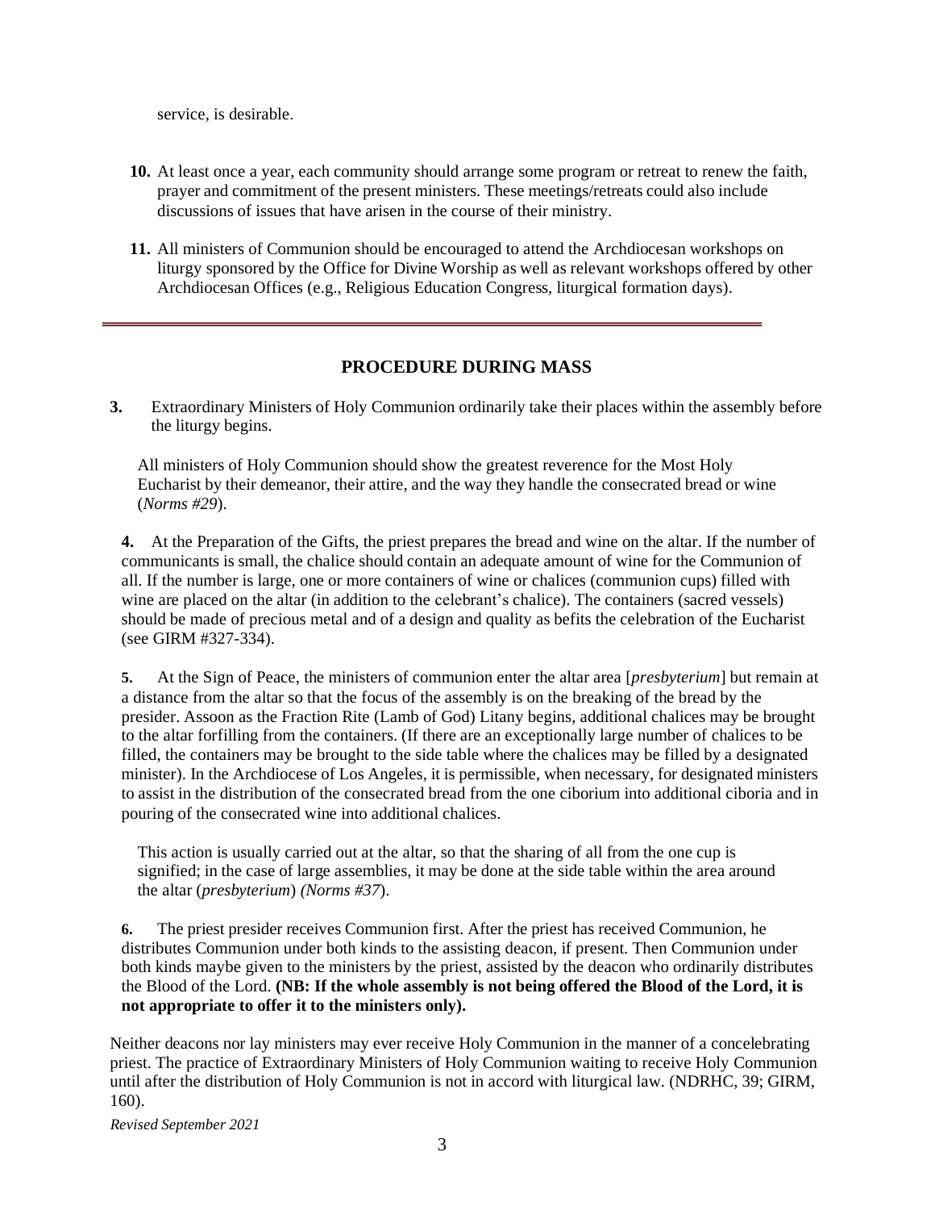service, is desirable.

10. At least once a year, each community should arrange some program or retreat to renew the faith, prayer and commitment of the present ministers. These meetings/retreats could also include discussions of issues that have arisen in the course of their ministry.

11. All ministers of Communion should be encouraged to attend the Archdiocesan workshops on liturgy sponsored by the Office for Divine Worship as well as relevant workshops offered by other Archdiocesan Offices (e.g., Religious Education Congress, liturgical formation days).

---

## PROCEDURE DURING MASS

**3.** Extraordinary Ministers of Holy Communion ordinarily take their places within the assembly before the liturgy begins.

All ministers of Holy Communion should show the greatest reverence for the Most Holy Eucharist by their demeanor, their attire, and the way they handle the consecrated bread or wine (*Norms #29*).

**4.** At the Preparation of the Gifts, the priest prepares the bread and wine on the altar. If the number of communicants is small, the chalice should contain an adequate amount of wine for the Communion of all. If the number is large, one or more containers of wine or chalices (communion cups) filled with wine are placed on the altar (in addition to the celebrant's chalice). The containers (sacred vessels) should be made of precious metal and of a design and quality as befits the celebration of the Eucharist (see GIRM #327-334).

**5.** At the Sign of Peace, the ministers of communion enter the altar area [*presbyterium*] but remain at a distance from the altar so that the focus of the assembly is on the breaking of the bread by the presider. Assoon as the Fraction Rite (Lamb of God) Litany begins, additional chalices may be brought to the altar forfilling from the containers. (If there are an exceptionally large number of chalices to be filled, the containers may be brought to the side table where the chalices may be filled by a designated minister). In the Archdiocese of Los Angeles, it is permissible, when necessary, for designated ministers to assist in the distribution of the consecrated bread from the one ciborium into additional ciboria and in pouring of the consecrated wine into additional chalices.

This action is usually carried out at the altar, so that the sharing of all from the one cup is signified; in the case of large assemblies, it may be done at the side table within the area around the altar (*presbyterium*) *(Norms #37*).

**6.** The priest presider receives Communion first. After the priest has received Communion, he distributes Communion under both kinds to the assisting deacon, if present. Then Communion under both kinds maybe given to the ministers by the priest, assisted by the deacon who ordinarily distributes the Blood of the Lord. **(NB: If the whole assembly is not being offered the Blood of the Lord, it is not appropriate to offer it to the ministers only).**

Neither deacons nor lay ministers may ever receive Holy Communion in the manner of a concelebrating priest. The practice of Extraordinary Ministers of Holy Communion waiting to receive Holy Communion until after the distribution of Holy Communion is not in accord with liturgical law. (NDRHC, 39; GIRM, 160).

*Revised September 2021*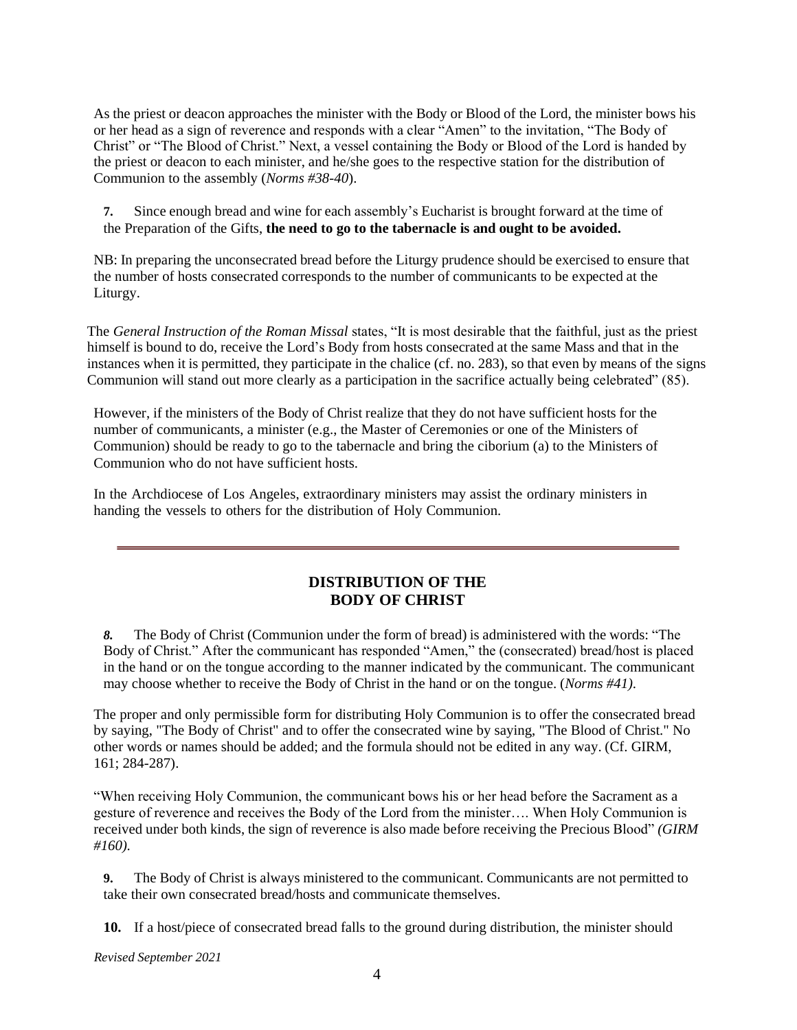As the priest or deacon approaches the minister with the Body or Blood of the Lord, the minister bows his or her head as a sign of reverence and responds with a clear "Amen" to the invitation, "The Body of Christ" or "The Blood of Christ." Next, a vessel containing the Body or Blood of the Lord is handed by the priest or deacon to each minister, and he/she goes to the respective station for the distribution of Communion to the assembly (*Norms #38-40*).

**7.** Since enough bread and wine for each assembly's Eucharist is brought forward at the time of the Preparation of the Gifts, **the need to go to the tabernacle is and ought to be avoided.**

NB: In preparing the unconsecrated bread before the Liturgy prudence should be exercised to ensure that the number of hosts consecrated corresponds to the number of communicants to be expected at the Liturgy.

The *General Instruction of the Roman Missal* states, "It is most desirable that the faithful, just as the priest himself is bound to do, receive the Lord's Body from hosts consecrated at the same Mass and that in the instances when it is permitted, they participate in the chalice (cf. no. 283), so that even by means of the signs Communion will stand out more clearly as a participation in the sacrifice actually being celebrated" (85).

However, if the ministers of the Body of Christ realize that they do not have sufficient hosts for the number of communicants, a minister (e.g., the Master of Ceremonies or one of the Ministers of Communion) should be ready to go to the tabernacle and bring the ciborium (a) to the Ministers of Communion who do not have sufficient hosts.

In the Archdiocese of Los Angeles, extraordinary ministers may assist the ordinary ministers in handing the vessels to others for the distribution of Holy Communion.

---

## DISTRIBUTION OF THE BODY OF CHRIST

***8.*** The Body of Christ (Communion under the form of bread) is administered with the words: "The Body of Christ." After the communicant has responded "Amen," the (consecrated) bread/host is placed in the hand or on the tongue according to the manner indicated by the communicant. The communicant may choose whether to receive the Body of Christ in the hand or on the tongue. (*Norms #41).*

The proper and only permissible form for distributing Holy Communion is to offer the consecrated bread by saying, "The Body of Christ" and to offer the consecrated wine by saying, "The Blood of Christ." No other words or names should be added; and the formula should not be edited in any way. (Cf. GIRM, 161; 284-287).

"When receiving Holy Communion, the communicant bows his or her head before the Sacrament as a gesture of reverence and receives the Body of the Lord from the minister…. When Holy Communion is received under both kinds, the sign of reverence is also made before receiving the Precious Blood" *(GIRM #160).*

**9.** The Body of Christ is always ministered to the communicant. Communicants are not permitted to take their own consecrated bread/hosts and communicate themselves.

**10.** If a host/piece of consecrated bread falls to the ground during distribution, the minister should

*Revised September 2021*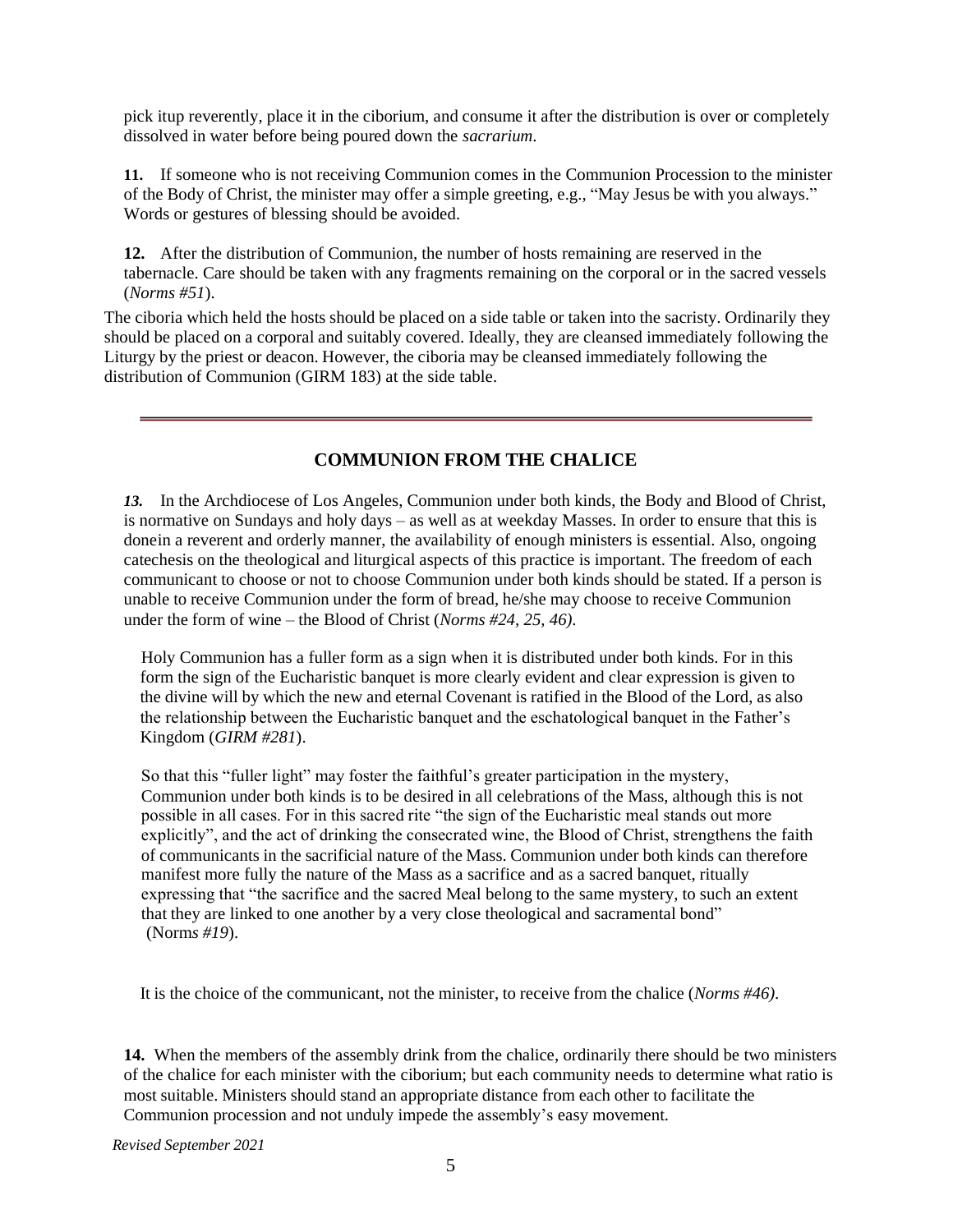pick itup reverently, place it in the ciborium, and consume it after the distribution is over or completely dissolved in water before being poured down the *sacrarium*.

**11.** If someone who is not receiving Communion comes in the Communion Procession to the minister of the Body of Christ, the minister may offer a simple greeting, e.g., "May Jesus be with you always." Words or gestures of blessing should be avoided.

**12.** After the distribution of Communion, the number of hosts remaining are reserved in the tabernacle. Care should be taken with any fragments remaining on the corporal or in the sacred vessels (*Norms #51*).

The ciboria which held the hosts should be placed on a side table or taken into the sacristy. Ordinarily they should be placed on a corporal and suitably covered. Ideally, they are cleansed immediately following the Liturgy by the priest or deacon. However, the ciboria may be cleansed immediately following the distribution of Communion (GIRM 183) at the side table.

---

## COMMUNION FROM THE CHALICE

***13.*** In the Archdiocese of Los Angeles, Communion under both kinds, the Body and Blood of Christ, is normative on Sundays and holy days – as well as at weekday Masses. In order to ensure that this is donein a reverent and orderly manner, the availability of enough ministers is essential. Also, ongoing catechesis on the theological and liturgical aspects of this practice is important. The freedom of each communicant to choose or not to choose Communion under both kinds should be stated. If a person is unable to receive Communion under the form of bread, he/she may choose to receive Communion under the form of wine – the Blood of Christ (*Norms #24, 25, 46)*.

Holy Communion has a fuller form as a sign when it is distributed under both kinds. For in this form the sign of the Eucharistic banquet is more clearly evident and clear expression is given to the divine will by which the new and eternal Covenant is ratified in the Blood of the Lord, as also the relationship between the Eucharistic banquet and the eschatological banquet in the Father's Kingdom (*GIRM #281*).

So that this "fuller light" may foster the faithful's greater participation in the mystery, Communion under both kinds is to be desired in all celebrations of the Mass, although this is not possible in all cases. For in this sacred rite "the sign of the Eucharistic meal stands out more explicitly", and the act of drinking the consecrated wine, the Blood of Christ, strengthens the faith of communicants in the sacrificial nature of the Mass. Communion under both kinds can therefore manifest more fully the nature of the Mass as a sacrifice and as a sacred banquet, ritually expressing that "the sacrifice and the sacred Meal belong to the same mystery, to such an extent that they are linked to one another by a very close theological and sacramental bond" (Norm*s #19*).

It is the choice of the communicant, not the minister, to receive from the chalice (*Norms #46)*.

**14.** When the members of the assembly drink from the chalice, ordinarily there should be two ministers of the chalice for each minister with the ciborium; but each community needs to determine what ratio is most suitable. Ministers should stand an appropriate distance from each other to facilitate the Communion procession and not unduly impede the assembly's easy movement.

*Revised September 2021*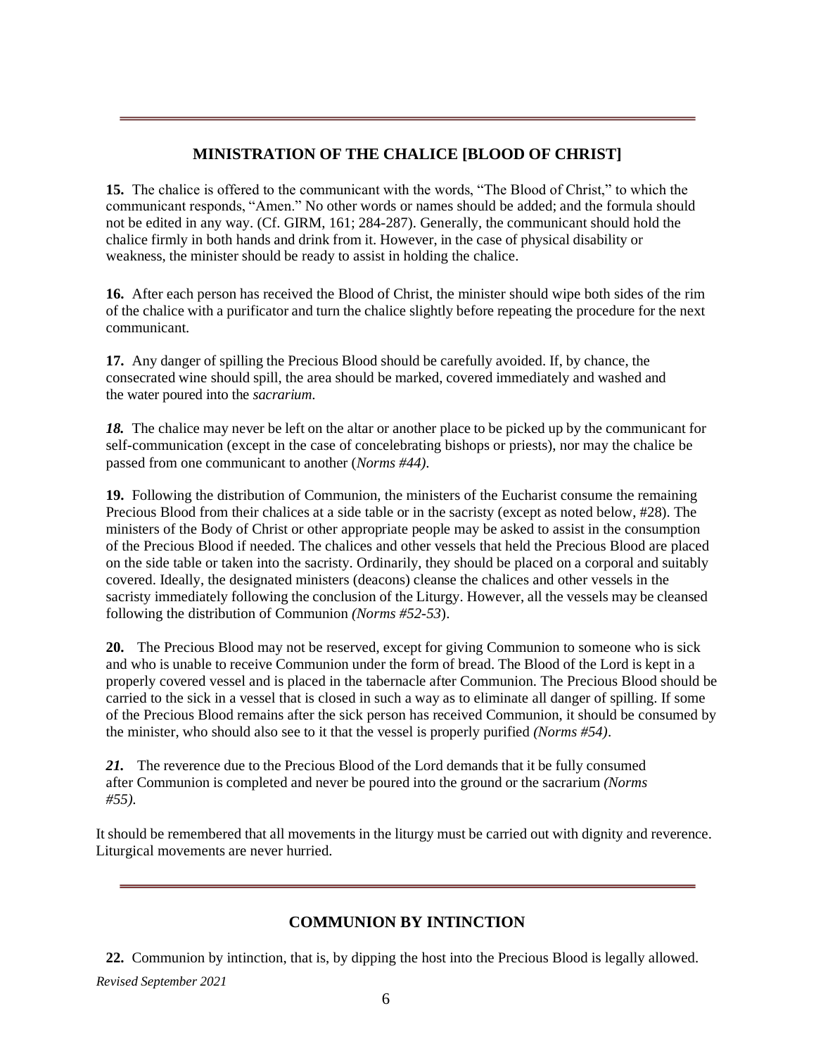## MINISTRATION OF THE CHALICE [BLOOD OF CHRIST]

**15.** The chalice is offered to the communicant with the words, "The Blood of Christ," to which the communicant responds, "Amen." No other words or names should be added; and the formula should not be edited in any way. (Cf. GIRM, 161; 284-287). Generally, the communicant should hold the chalice firmly in both hands and drink from it. However, in the case of physical disability or weakness, the minister should be ready to assist in holding the chalice.

**16.** After each person has received the Blood of Christ, the minister should wipe both sides of the rim of the chalice with a purificator and turn the chalice slightly before repeating the procedure for the next communicant.

**17.** Any danger of spilling the Precious Blood should be carefully avoided. If, by chance, the consecrated wine should spill, the area should be marked, covered immediately and washed and the water poured into the *sacrarium*.

***18.*** The chalice may never be left on the altar or another place to be picked up by the communicant for self-communication (except in the case of concelebrating bishops or priests), nor may the chalice be passed from one communicant to another (*Norms #44).*

**19.** Following the distribution of Communion, the ministers of the Eucharist consume the remaining Precious Blood from their chalices at a side table or in the sacristy (except as noted below, #28). The ministers of the Body of Christ or other appropriate people may be asked to assist in the consumption of the Precious Blood if needed. The chalices and other vessels that held the Precious Blood are placed on the side table or taken into the sacristy. Ordinarily, they should be placed on a corporal and suitably covered. Ideally, the designated ministers (deacons) cleanse the chalices and other vessels in the sacristy immediately following the conclusion of the Liturgy. However, all the vessels may be cleansed following the distribution of Communion *(Norms #52-53*).

**20.** The Precious Blood may not be reserved, except for giving Communion to someone who is sick and who is unable to receive Communion under the form of bread. The Blood of the Lord is kept in a properly covered vessel and is placed in the tabernacle after Communion. The Precious Blood should be carried to the sick in a vessel that is closed in such a way as to eliminate all danger of spilling. If some of the Precious Blood remains after the sick person has received Communion, it should be consumed by the minister, who should also see to it that the vessel is properly purified *(Norms #54)*.

***21.*** The reverence due to the Precious Blood of the Lord demands that it be fully consumed after Communion is completed and never be poured into the ground or the sacrarium *(Norms #55).*

It should be remembered that all movements in the liturgy must be carried out with dignity and reverence. Liturgical movements are never hurried.

## COMMUNION BY INTINCTION

**22.** Communion by intinction, that is, by dipping the host into the Precious Blood is legally allowed.

*Revised September 2021*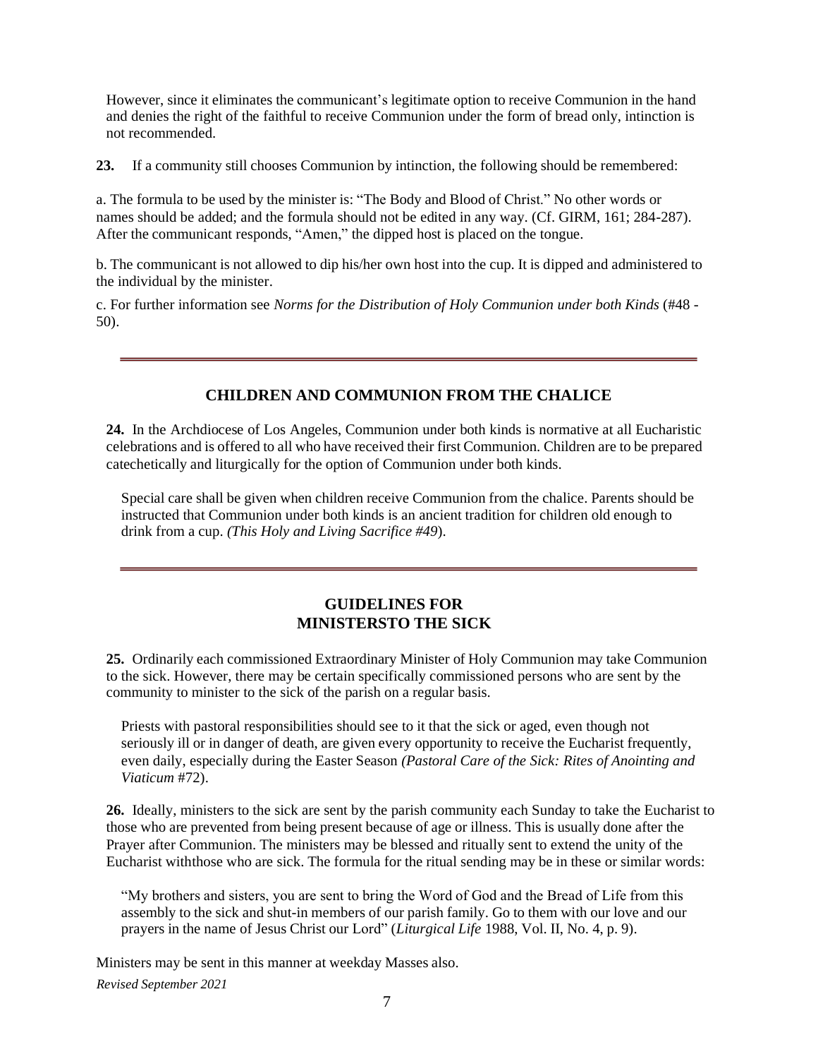However, since it eliminates the communicant's legitimate option to receive Communion in the hand and denies the right of the faithful to receive Communion under the form of bread only, intinction is not recommended.

**23.** If a community still chooses Communion by intinction, the following should be remembered:

a. The formula to be used by the minister is: "The Body and Blood of Christ." No other words or names should be added; and the formula should not be edited in any way. (Cf. GIRM, 161; 284-287). After the communicant responds, "Amen," the dipped host is placed on the tongue.

b. The communicant is not allowed to dip his/her own host into the cup. It is dipped and administered to the individual by the minister.

c. For further information see *Norms for the Distribution of Holy Communion under both Kinds* (#48 - 50).

---

## CHILDREN AND COMMUNION FROM THE CHALICE

**24.** In the Archdiocese of Los Angeles, Communion under both kinds is normative at all Eucharistic celebrations and is offered to all who have received their first Communion. Children are to be prepared catechetically and liturgically for the option of Communion under both kinds.

Special care shall be given when children receive Communion from the chalice. Parents should be instructed that Communion under both kinds is an ancient tradition for children old enough to drink from a cup. *(This Holy and Living Sacrifice #49*).

---

## GUIDELINES FOR MINISTERSTO THE SICK

**25.** Ordinarily each commissioned Extraordinary Minister of Holy Communion may take Communion to the sick. However, there may be certain specifically commissioned persons who are sent by the community to minister to the sick of the parish on a regular basis.

Priests with pastoral responsibilities should see to it that the sick or aged, even though not seriously ill or in danger of death, are given every opportunity to receive the Eucharist frequently, even daily, especially during the Easter Season *(Pastoral Care of the Sick: Rites of Anointing and Viaticum* #72).

**26.** Ideally, ministers to the sick are sent by the parish community each Sunday to take the Eucharist to those who are prevented from being present because of age or illness. This is usually done after the Prayer after Communion. The ministers may be blessed and ritually sent to extend the unity of the Eucharist withthose who are sick. The formula for the ritual sending may be in these or similar words:

"My brothers and sisters, you are sent to bring the Word of God and the Bread of Life from this assembly to the sick and shut-in members of our parish family. Go to them with our love and our prayers in the name of Jesus Christ our Lord" (*Liturgical Life* 1988, Vol. II, No. 4, p. 9).

Ministers may be sent in this manner at weekday Masses also.

*Revised September 2021*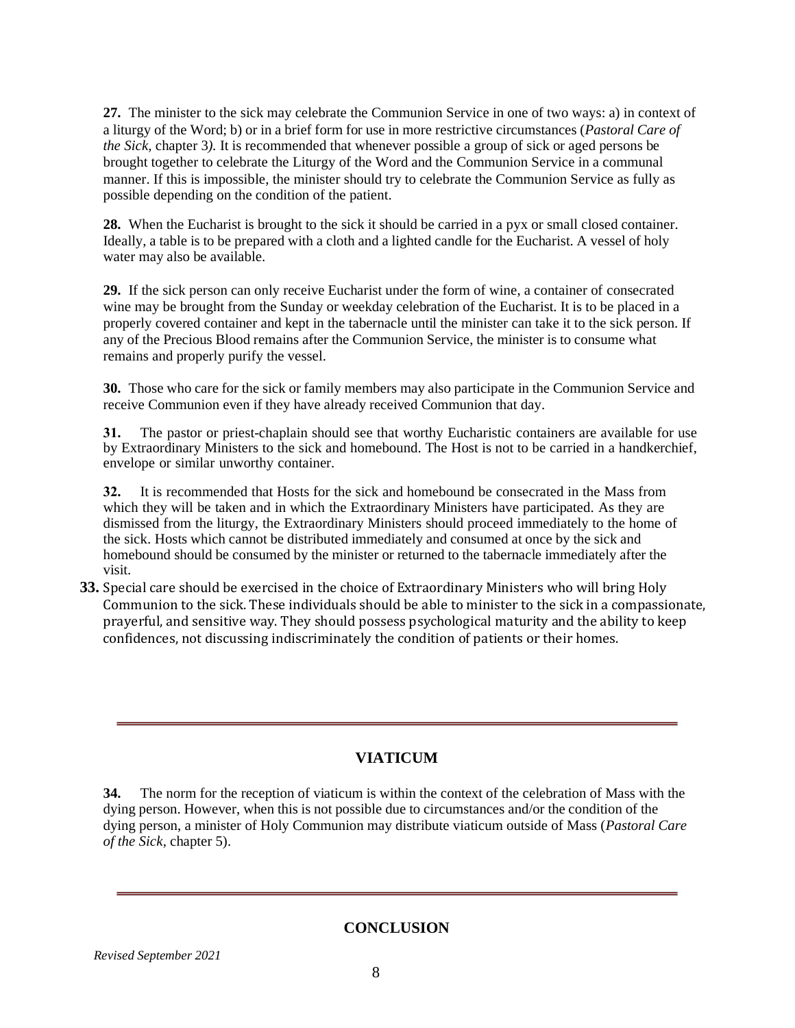**27.** The minister to the sick may celebrate the Communion Service in one of two ways: a) in context of a liturgy of the Word; b) or in a brief form for use in more restrictive circumstances (*Pastoral Care of the Sick*, chapter 3*).* It is recommended that whenever possible a group of sick or aged persons be brought together to celebrate the Liturgy of the Word and the Communion Service in a communal manner. If this is impossible, the minister should try to celebrate the Communion Service as fully as possible depending on the condition of the patient.

**28.** When the Eucharist is brought to the sick it should be carried in a pyx or small closed container. Ideally, a table is to be prepared with a cloth and a lighted candle for the Eucharist. A vessel of holy water may also be available.

**29.** If the sick person can only receive Eucharist under the form of wine, a container of consecrated wine may be brought from the Sunday or weekday celebration of the Eucharist. It is to be placed in a properly covered container and kept in the tabernacle until the minister can take it to the sick person. If any of the Precious Blood remains after the Communion Service, the minister is to consume what remains and properly purify the vessel.

**30.** Those who care for the sick or family members may also participate in the Communion Service and receive Communion even if they have already received Communion that day.

**31.** The pastor or priest-chaplain should see that worthy Eucharistic containers are available for use by Extraordinary Ministers to the sick and homebound. The Host is not to be carried in a handkerchief, envelope or similar unworthy container.

**32.** It is recommended that Hosts for the sick and homebound be consecrated in the Mass from which they will be taken and in which the Extraordinary Ministers have participated. As they are dismissed from the liturgy, the Extraordinary Ministers should proceed immediately to the home of the sick. Hosts which cannot be distributed immediately and consumed at once by the sick and homebound should be consumed by the minister or returned to the tabernacle immediately after the visit.

**33.** Special care should be exercised in the choice of Extraordinary Ministers who will bring Holy Communion to the sick. These individuals should be able to minister to the sick in a compassionate, prayerful, and sensitive way. They should possess psychological maturity and the ability to keep confidences, not discussing indiscriminately the condition of patients or their homes.

## VIATICUM

**34.** The norm for the reception of viaticum is within the context of the celebration of Mass with the dying person. However, when this is not possible due to circumstances and/or the condition of the dying person, a minister of Holy Communion may distribute viaticum outside of Mass (*Pastoral Care of the Sick*, chapter 5).

## CONCLUSION

*Revised September 2021*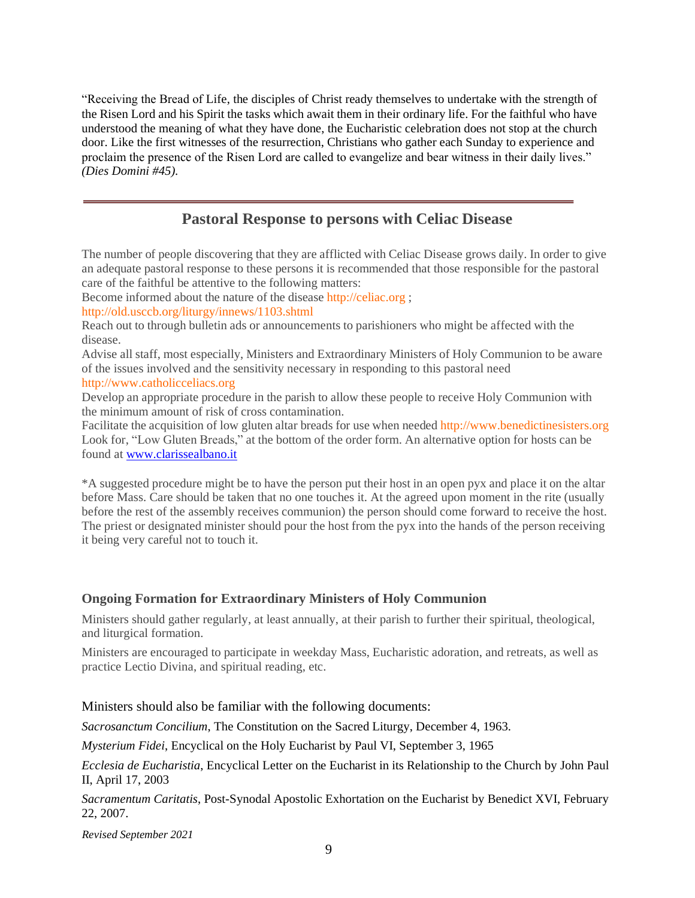"Receiving the Bread of Life, the disciples of Christ ready themselves to undertake with the strength of the Risen Lord and his Spirit the tasks which await them in their ordinary life. For the faithful who have understood the meaning of what they have done, the Eucharistic celebration does not stop at the church door. Like the first witnesses of the resurrection, Christians who gather each Sunday to experience and proclaim the presence of the Risen Lord are called to evangelize and bear witness in their daily lives." *(Dies Domini #45).*

---

## Pastoral Response to persons with Celiac Disease

The number of people discovering that they are afflicted with Celiac Disease grows daily. In order to give an adequate pastoral response to these persons it is recommended that those responsible for the pastoral care of the faithful be attentive to the following matters:

Become informed about the nature of the disease http://celiac.org ; http://old.usccb.org/liturgy/innews/1103.shtml

Reach out to through bulletin ads or announcements to parishioners who might be affected with the disease.

Advise all staff, most especially, Ministers and Extraordinary Ministers of Holy Communion to be aware of the issues involved and the sensitivity necessary in responding to this pastoral need http://www.catholicceliacs.org

Develop an appropriate procedure in the parish to allow these people to receive Holy Communion with the minimum amount of risk of cross contamination.

Facilitate the acquisition of low gluten altar breads for use when needed http://www.benedictinesisters.org Look for, "Low Gluten Breads," at the bottom of the order form. An alternative option for hosts can be found at www.clarissealbano.it

*A suggested procedure might be to have the person put their host in an open pyx and place it on the altar before Mass. Care should be taken that no one touches it. At the agreed upon moment in the rite (usually before the rest of the assembly receives communion) the person should come forward to receive the host. The priest or designated minister should pour the host from the pyx into the hands of the person receiving it being very careful not to touch it.

### Ongoing Formation for Extraordinary Ministers of Holy Communion

Ministers should gather regularly, at least annually, at their parish to further their spiritual, theological, and liturgical formation.

Ministers are encouraged to participate in weekday Mass, Eucharistic adoration, and retreats, as well as practice Lectio Divina, and spiritual reading, etc.

Ministers should also be familiar with the following documents:

*Sacrosanctum Concilium*, The Constitution on the Sacred Liturgy, December 4, 1963.

*Mysterium Fidei*, Encyclical on the Holy Eucharist by Paul VI, September 3, 1965

*Ecclesia de Eucharistia*, Encyclical Letter on the Eucharist in its Relationship to the Church by John Paul II, April 17, 2003

*Sacramentum Caritatis*, Post-Synodal Apostolic Exhortation on the Eucharist by Benedict XVI, February 22, 2007.

*Revised September 2021*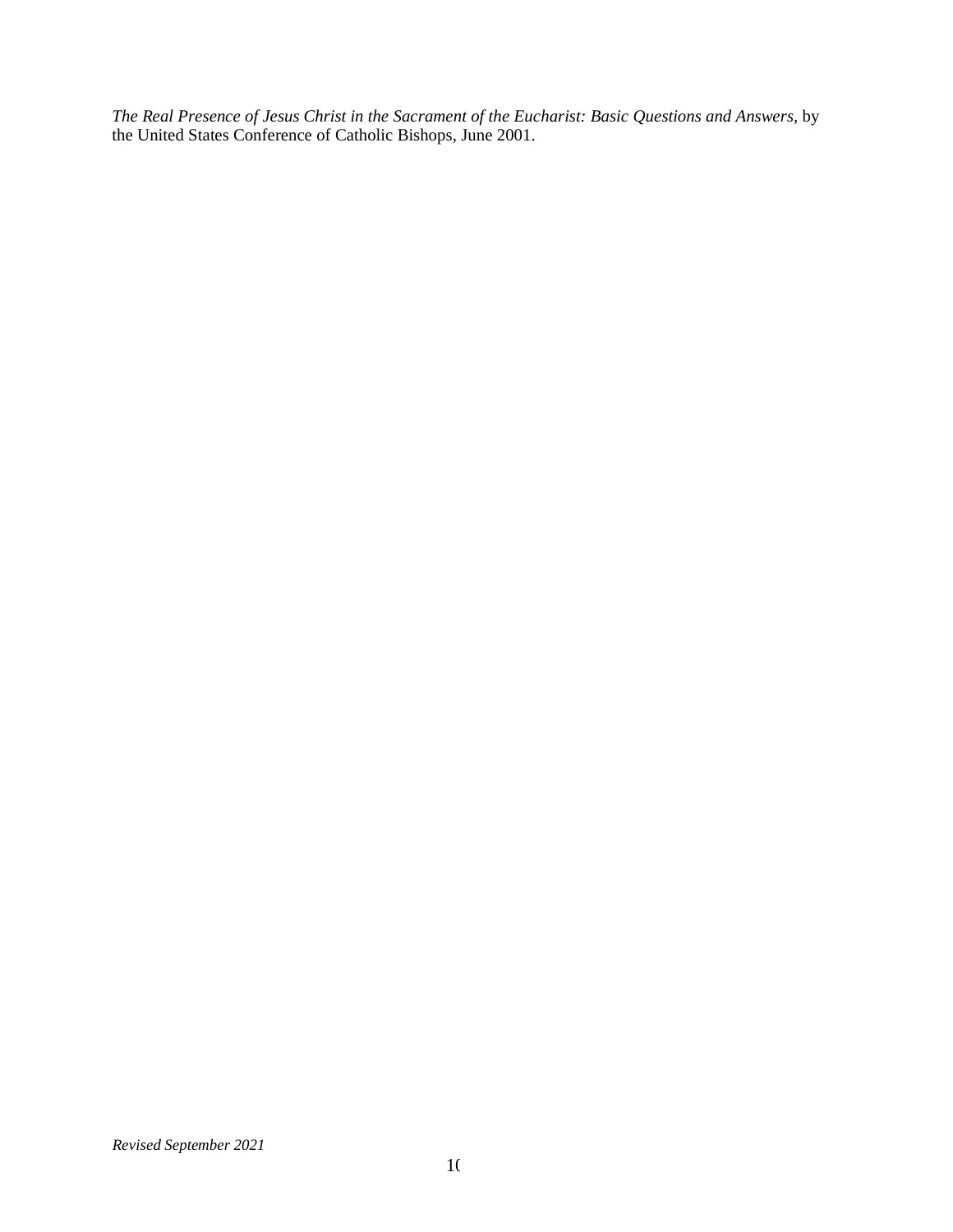*The Real Presence of Jesus Christ in the Sacrament of the Eucharist: Basic Questions and Answers,* by the United States Conference of Catholic Bishops, June 2001.